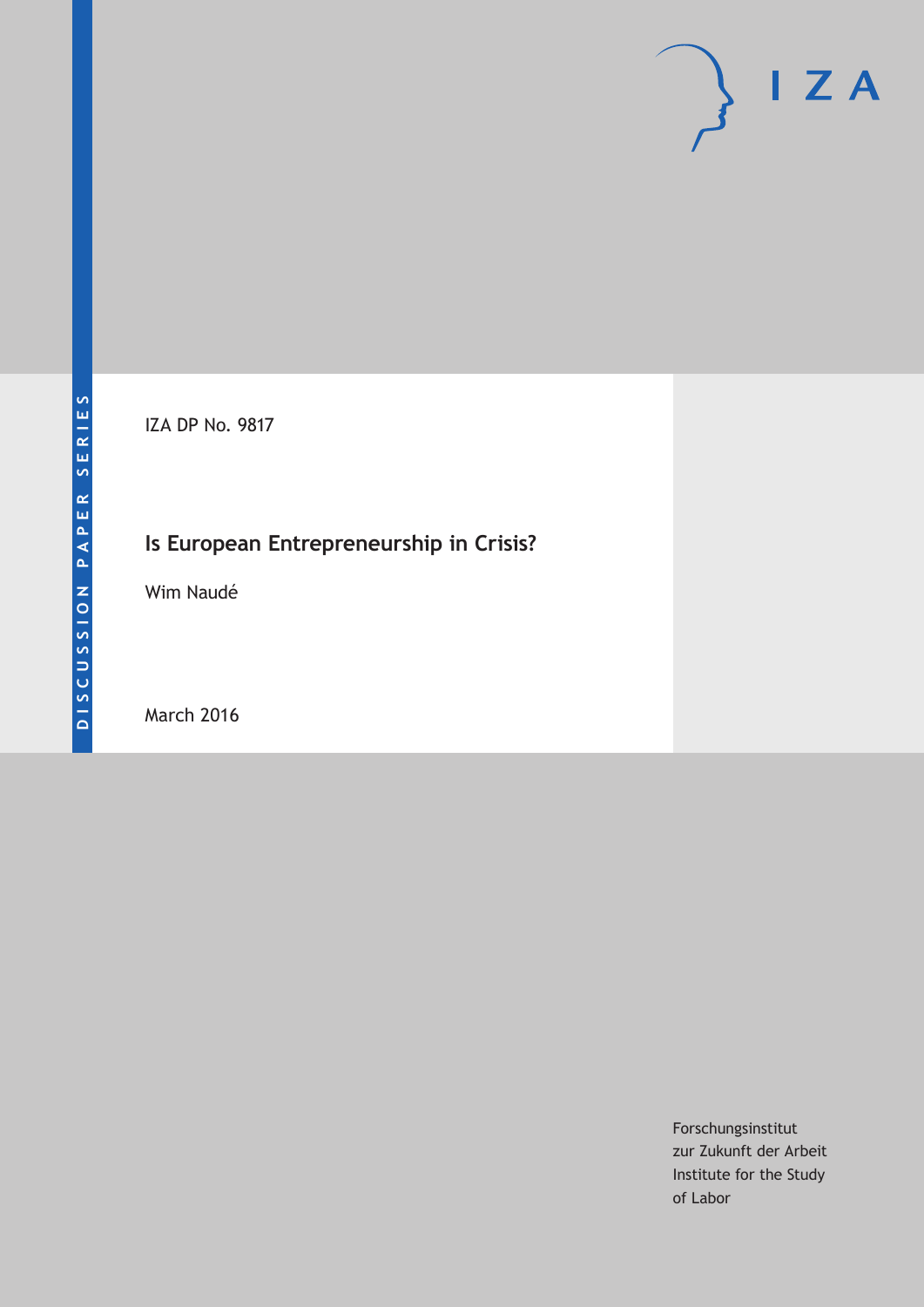DISCUSSION PAPER SERIES

IZA DP No. 9817

# Is European Entrepreneurship in Crisis?

Wim Naudé

March 2016

Forschungsinstitut
zur Zukunft der Arbeit
Institute for the Study
of Labor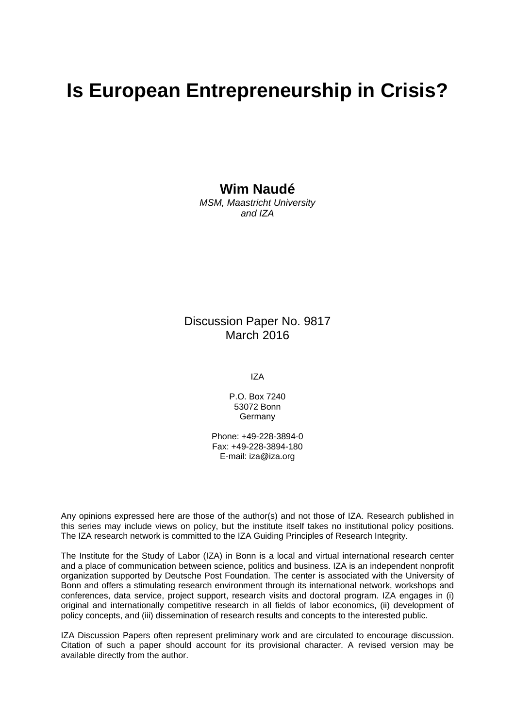# Is European Entrepreneurship in Crisis?

**Wim Naudé**
*MSM, Maastricht University and IZA*

Discussion Paper No. 9817
March 2016

IZA

P.O. Box 7240
53072 Bonn
Germany

Phone: +49-228-3894-0
Fax: +49-228-3894-180
E-mail: iza@iza.org

Any opinions expressed here are those of the author(s) and not those of IZA. Research published in this series may include views on policy, but the institute itself takes no institutional policy positions. The IZA research network is committed to the IZA Guiding Principles of Research Integrity.

The Institute for the Study of Labor (IZA) in Bonn is a local and virtual international research center and a place of communication between science, politics and business. IZA is an independent nonprofit organization supported by Deutsche Post Foundation. The center is associated with the University of Bonn and offers a stimulating research environment through its international network, workshops and conferences, data service, project support, research visits and doctoral program. IZA engages in (i) original and internationally competitive research in all fields of labor economics, (ii) development of policy concepts, and (iii) dissemination of research results and concepts to the interested public.

IZA Discussion Papers often represent preliminary work and are circulated to encourage discussion. Citation of such a paper should account for its provisional character. A revised version may be available directly from the author.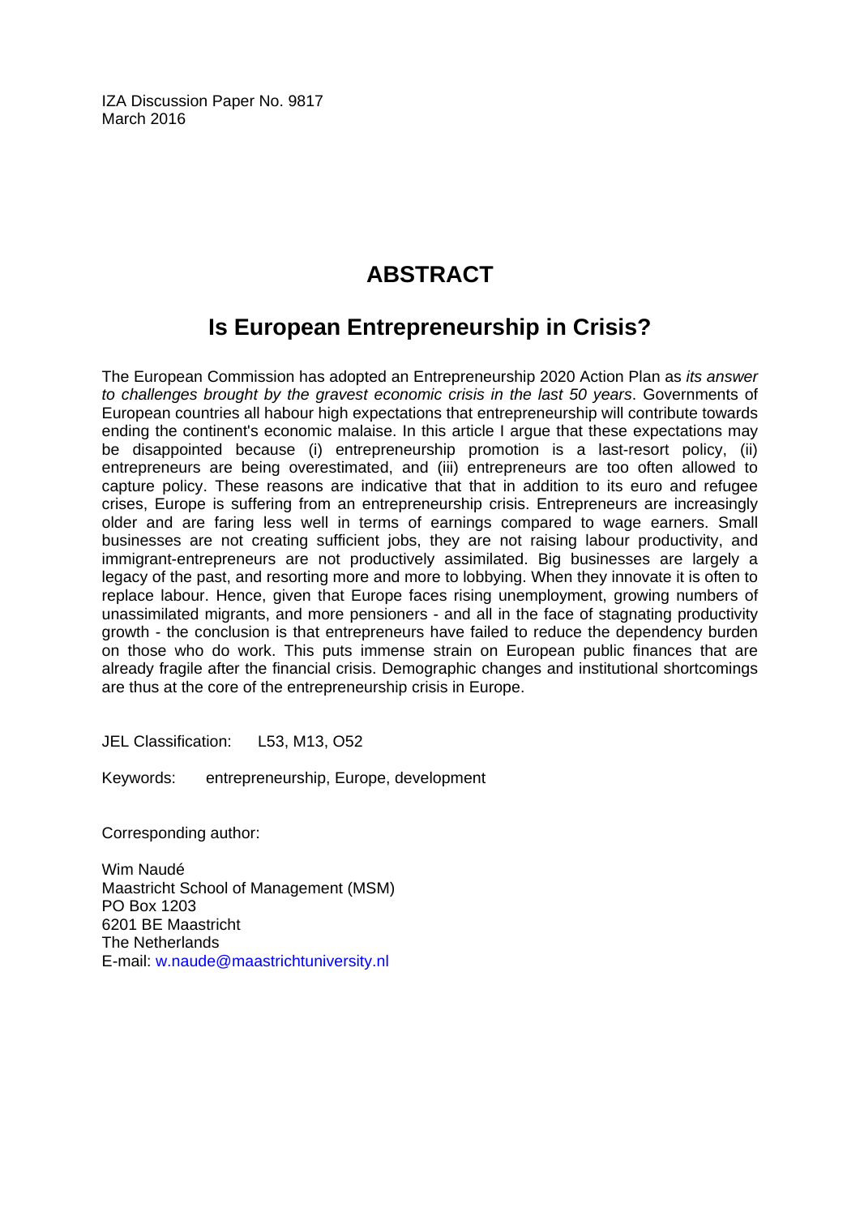IZA Discussion Paper No. 9817
March 2016

# ABSTRACT

## Is European Entrepreneurship in Crisis?

The European Commission has adopted an Entrepreneurship 2020 Action Plan as *its answer to challenges brought by the gravest economic crisis in the last 50 years*. Governments of European countries all habour high expectations that entrepreneurship will contribute towards ending the continent's economic malaise. In this article I argue that these expectations may be disappointed because (i) entrepreneurship promotion is a last-resort policy, (ii) entrepreneurs are being overestimated, and (iii) entrepreneurs are too often allowed to capture policy. These reasons are indicative that that in addition to its euro and refugee crises, Europe is suffering from an entrepreneurship crisis. Entrepreneurs are increasingly older and are faring less well in terms of earnings compared to wage earners. Small businesses are not creating sufficient jobs, they are not raising labour productivity, and immigrant-entrepreneurs are not productively assimilated. Big businesses are largely a legacy of the past, and resorting more and more to lobbying. When they innovate it is often to replace labour. Hence, given that Europe faces rising unemployment, growing numbers of unassimilated migrants, and more pensioners - and all in the face of stagnating productivity growth - the conclusion is that entrepreneurs have failed to reduce the dependency burden on those who do work. This puts immense strain on European public finances that are already fragile after the financial crisis. Demographic changes and institutional shortcomings are thus at the core of the entrepreneurship crisis in Europe.

JEL Classification: L53, M13, O52

Keywords: entrepreneurship, Europe, development

Corresponding author:

Wim Naudé
Maastricht School of Management (MSM)
PO Box 1203
6201 BE Maastricht
The Netherlands
E-mail: w.naude@maastrichtuniversity.nl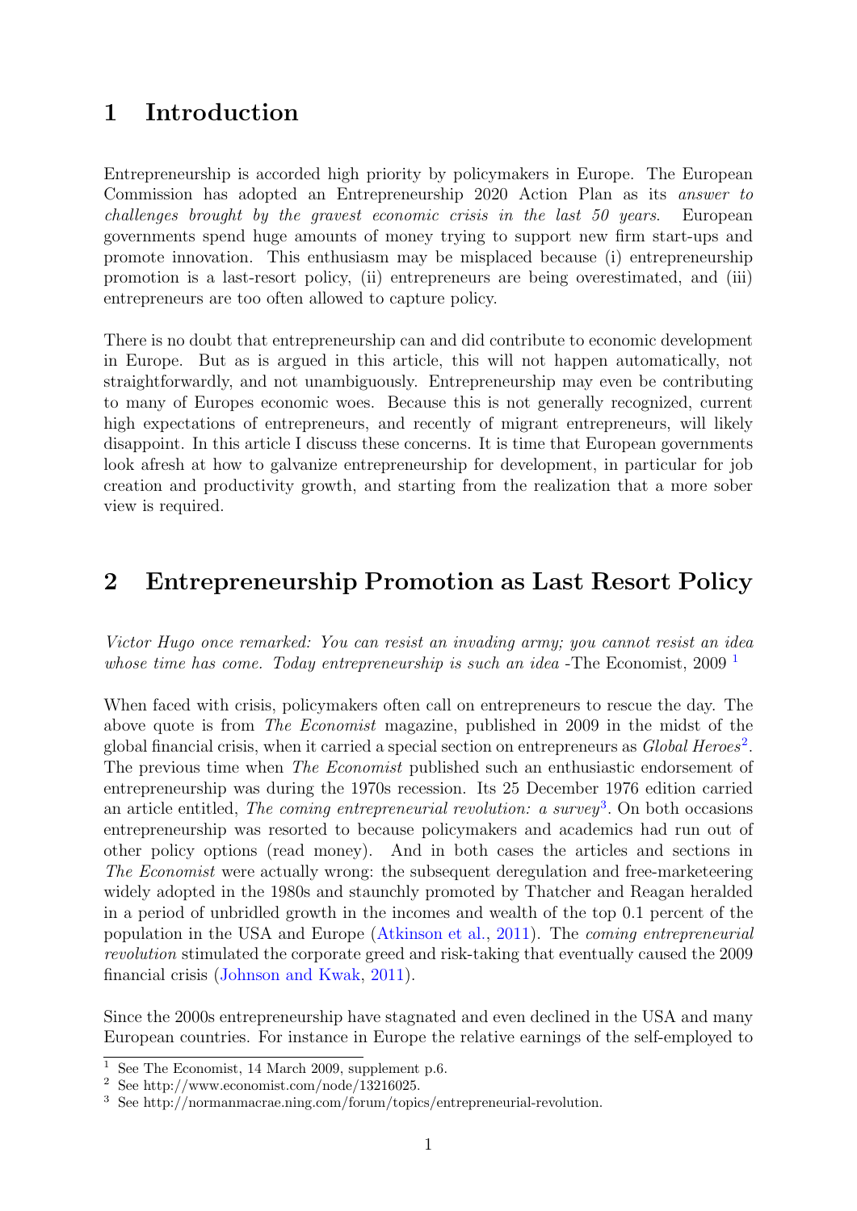# 1 Introduction

Entrepreneurship is accorded high priority by policymakers in Europe. The European Commission has adopted an Entrepreneurship 2020 Action Plan as its *answer to challenges brought by the gravest economic crisis in the last 50 years*. European governments spend huge amounts of money trying to support new firm start-ups and promote innovation. This enthusiasm may be misplaced because (i) entrepreneurship promotion is a last-resort policy, (ii) entrepreneurs are being overestimated, and (iii) entrepreneurs are too often allowed to capture policy.

There is no doubt that entrepreneurship can and did contribute to economic development in Europe. But as is argued in this article, this will not happen automatically, not straightforwardly, and not unambiguously. Entrepreneurship may even be contributing to many of Europes economic woes. Because this is not generally recognized, current high expectations of entrepreneurs, and recently of migrant entrepreneurs, will likely disappoint. In this article I discuss these concerns. It is time that European governments look afresh at how to galvanize entrepreneurship for development, in particular for job creation and productivity growth, and starting from the realization that a more sober view is required.

# 2 Entrepreneurship Promotion as Last Resort Policy

*Victor Hugo once remarked: You can resist an invading army; you cannot resist an idea whose time has come. Today entrepreneurship is such an idea* -The Economist, 2009 [1]

When faced with crisis, policymakers often call on entrepreneurs to rescue the day. The above quote is from *The Economist* magazine, published in 2009 in the midst of the global financial crisis, when it carried a special section on entrepreneurs as *Global Heroes*[2]. The previous time when *The Economist* published such an enthusiastic endorsement of entrepreneurship was during the 1970s recession. Its 25 December 1976 edition carried an article entitled, *The coming entrepreneurial revolution: a survey*[3]. On both occasions entrepreneurship was resorted to because policymakers and academics had run out of other policy options (read money). And in both cases the articles and sections in *The Economist* were actually wrong: the subsequent deregulation and free-marketeering widely adopted in the 1980s and staunchly promoted by Thatcher and Reagan heralded in a period of unbridled growth in the incomes and wealth of the top 0.1 percent of the population in the USA and Europe (Atkinson et al., 2011). The *coming entrepreneurial revolution* stimulated the corporate greed and risk-taking that eventually caused the 2009 financial crisis (Johnson and Kwak, 2011).

Since the 2000s entrepreneurship have stagnated and even declined in the USA and many European countries. For instance in Europe the relative earnings of the self-employed to

[1] See The Economist, 14 March 2009, supplement p.6.

[2] See http://www.economist.com/node/13216025.

[3] See http://normanmacrae.ning.com/forum/topics/entrepreneurial-revolution.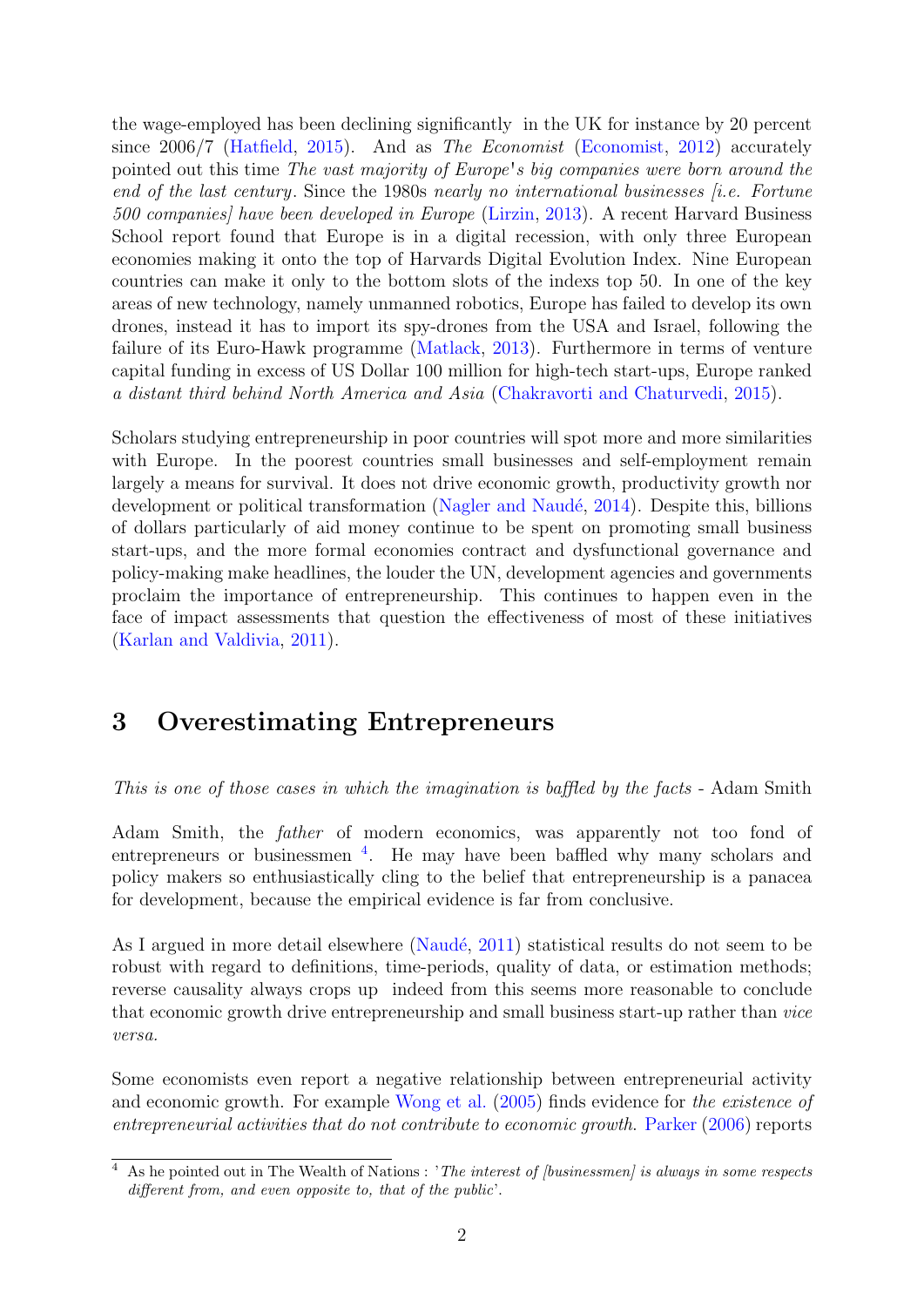the wage-employed has been declining significantly in the UK for instance by 20 percent since 2006/7 (Hatfield, 2015). And as *The Economist* (Economist, 2012) accurately pointed out this time *The vast majority of Europe's big companies were born around the end of the last century*. Since the 1980s *nearly no international businesses [i.e. Fortune 500 companies] have been developed in Europe* (Lirzin, 2013). A recent Harvard Business School report found that Europe is in a digital recession, with only three European economies making it onto the top of Harvards Digital Evolution Index. Nine European countries can make it only to the bottom slots of the indexs top 50. In one of the key areas of new technology, namely unmanned robotics, Europe has failed to develop its own drones, instead it has to import its spy-drones from the USA and Israel, following the failure of its Euro-Hawk programme (Matlack, 2013). Furthermore in terms of venture capital funding in excess of US Dollar 100 million for high-tech start-ups, Europe ranked *a distant third behind North America and Asia* (Chakravorti and Chaturvedi, 2015).

Scholars studying entrepreneurship in poor countries will spot more and more similarities with Europe. In the poorest countries small businesses and self-employment remain largely a means for survival. It does not drive economic growth, productivity growth nor development or political transformation (Nagler and Naudé, 2014). Despite this, billions of dollars particularly of aid money continue to be spent on promoting small business start-ups, and the more formal economies contract and dysfunctional governance and policy-making make headlines, the louder the UN, development agencies and governments proclaim the importance of entrepreneurship. This continues to happen even in the face of impact assessments that question the effectiveness of most of these initiatives (Karlan and Valdivia, 2011).

## 3 Overestimating Entrepreneurs

*This is one of those cases in which the imagination is baffled by the facts* - Adam Smith

Adam Smith, the *father* of modern economics, was apparently not too fond of entrepreneurs or businessmen [4]. He may have been baffled why many scholars and policy makers so enthusiastically cling to the belief that entrepreneurship is a panacea for development, because the empirical evidence is far from conclusive.

As I argued in more detail elsewhere (Naudé, 2011) statistical results do not seem to be robust with regard to definitions, time-periods, quality of data, or estimation methods; reverse causality always crops up indeed from this seems more reasonable to conclude that economic growth drive entrepreneurship and small business start-up rather than *vice versa.*

Some economists even report a negative relationship between entrepreneurial activity and economic growth. For example Wong et al. (2005) finds evidence for *the existence of entrepreneurial activities that do not contribute to economic growth.* Parker (2006) reports

[4] As he pointed out in The Wealth of Nations : '*The interest of [businessmen] is always in some respects different from, and even opposite to, that of the public*'.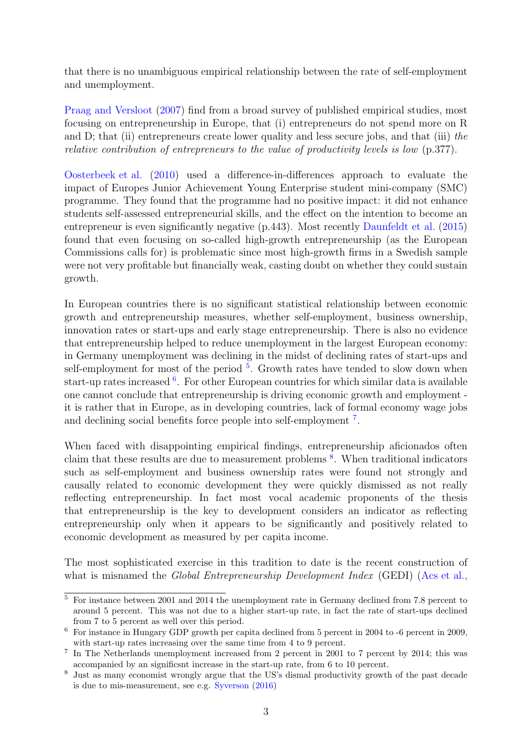that there is no unambiguous empirical relationship between the rate of self-employment and unemployment.

Praag and Versloot (2007) find from a broad survey of published empirical studies, most focusing on entrepreneurship in Europe, that (i) entrepreneurs do not spend more on R and D; that (ii) entrepreneurs create lower quality and less secure jobs, and that (iii) *the relative contribution of entrepreneurs to the value of productivity levels is low* (p.377).

Oosterbeek et al. (2010) used a difference-in-differences approach to evaluate the impact of Europes Junior Achievement Young Enterprise student mini-company (SMC) programme. They found that the programme had no positive impact: it did not enhance students self-assessed entrepreneurial skills, and the effect on the intention to become an entrepreneur is even significantly negative (p.443). Most recently Daunfeldt et al. (2015) found that even focusing on so-called high-growth entrepreneurship (as the European Commissions calls for) is problematic since most high-growth firms in a Swedish sample were not very profitable but financially weak, casting doubt on whether they could sustain growth.

In European countries there is no significant statistical relationship between economic growth and entrepreneurship measures, whether self-employment, business ownership, innovation rates or start-ups and early stage entrepreneurship. There is also no evidence that entrepreneurship helped to reduce unemployment in the largest European economy: in Germany unemployment was declining in the midst of declining rates of start-ups and self-employment for most of the period [5]. Growth rates have tended to slow down when start-up rates increased [6]. For other European countries for which similar data is available one cannot conclude that entrepreneurship is driving economic growth and employment - it is rather that in Europe, as in developing countries, lack of formal economy wage jobs and declining social benefits force people into self-employment [7].

When faced with disappointing empirical findings, entrepreneurship aficionados often claim that these results are due to measurement problems [8]. When traditional indicators such as self-employment and business ownership rates were found not strongly and causally related to economic development they were quickly dismissed as not really reflecting entrepreneurship. In fact most vocal academic proponents of the thesis that entrepreneurship is the key to development considers an indicator as reflecting entrepreneurship only when it appears to be significantly and positively related to economic development as measured by per capita income.

The most sophisticated exercise in this tradition to date is the recent construction of what is misnamed the *Global Entrepreneurship Development Index* (GEDI) (Acs et al.,

---

[5] For instance between 2001 and 2014 the unemployment rate in Germany declined from 7.8 percent to around 5 percent. This was not due to a higher start-up rate, in fact the rate of start-ups declined from 7 to 5 percent as well over this period.

[6] For instance in Hungary GDP growth per capita declined from 5 percent in 2004 to -6 percent in 2009, with start-up rates increasing over the same time from 4 to 9 percent.

[7] In The Netherlands unemployment increased from 2 percent in 2001 to 7 percent by 2014; this was accompanied by an significsnt increase in the start-up rate, from 6 to 10 percent.

[8] Just as many economist wrongly argue that the US's dismal productivity growth of the past decade is due to mis-measurement, see e.g. Syverson (2016)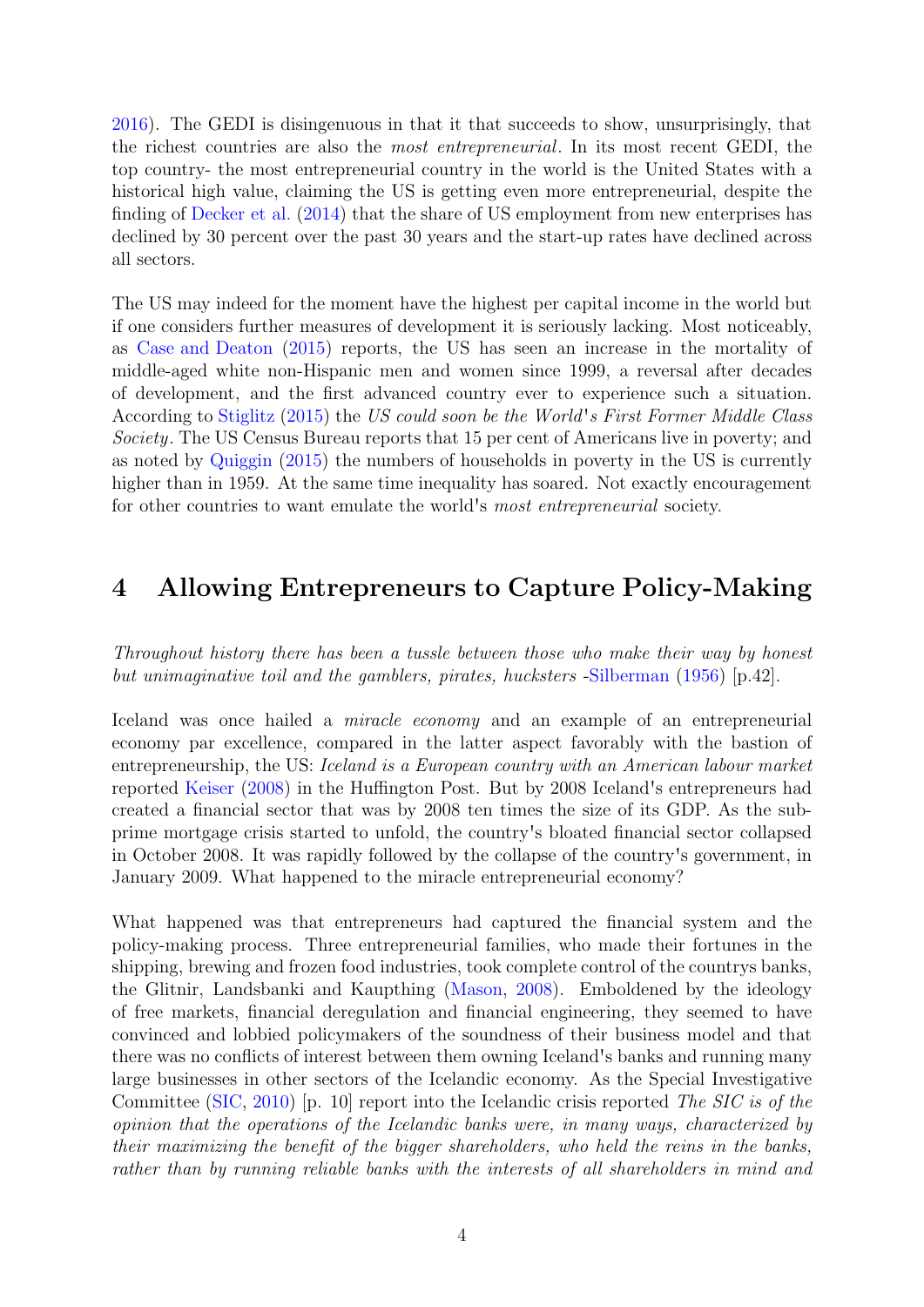2016). The GEDI is disingenuous in that it that succeeds to show, unsurprisingly, that the richest countries are also the *most entrepreneurial*. In its most recent GEDI, the top country- the most entrepreneurial country in the world is the United States with a historical high value, claiming the US is getting even more entrepreneurial, despite the finding of Decker et al. (2014) that the share of US employment from new enterprises has declined by 30 percent over the past 30 years and the start-up rates have declined across all sectors.

The US may indeed for the moment have the highest per capital income in the world but if one considers further measures of development it is seriously lacking. Most noticeably, as Case and Deaton (2015) reports, the US has seen an increase in the mortality of middle-aged white non-Hispanic men and women since 1999, a reversal after decades of development, and the first advanced country ever to experience such a situation. According to Stiglitz (2015) the *US could soon be the World's First Former Middle Class Society*. The US Census Bureau reports that 15 per cent of Americans live in poverty; and as noted by Quiggin (2015) the numbers of households in poverty in the US is currently higher than in 1959. At the same time inequality has soared. Not exactly encouragement for other countries to want emulate the world's *most entrepreneurial* society.

# 4 Allowing Entrepreneurs to Capture Policy-Making

*Throughout history there has been a tussle between those who make their way by honest but unimaginative toil and the gamblers, pirates, hucksters* -Silberman (1956) [p.42].

Iceland was once hailed a *miracle economy* and an example of an entrepreneurial economy par excellence, compared in the latter aspect favorably with the bastion of entrepreneurship, the US: *Iceland is a European country with an American labour market* reported Keiser (2008) in the Huffington Post. But by 2008 Iceland's entrepreneurs had created a financial sector that was by 2008 ten times the size of its GDP. As the sub-prime mortgage crisis started to unfold, the country's bloated financial sector collapsed in October 2008. It was rapidly followed by the collapse of the country's government, in January 2009. What happened to the miracle entrepreneurial economy?

What happened was that entrepreneurs had captured the financial system and the policy-making process. Three entrepreneurial families, who made their fortunes in the shipping, brewing and frozen food industries, took complete control of the countrys banks, the Glitnir, Landsbanki and Kaupthing (Mason, 2008). Emboldened by the ideology of free markets, financial deregulation and financial engineering, they seemed to have convinced and lobbied policymakers of the soundness of their business model and that there was no conflicts of interest between them owning Iceland's banks and running many large businesses in other sectors of the Icelandic economy. As the Special Investigative Committee (SIC, 2010) [p. 10] report into the Icelandic crisis reported *The SIC is of the opinion that the operations of the Icelandic banks were, in many ways, characterized by their maximizing the benefit of the bigger shareholders, who held the reins in the banks, rather than by running reliable banks with the interests of all shareholders in mind and*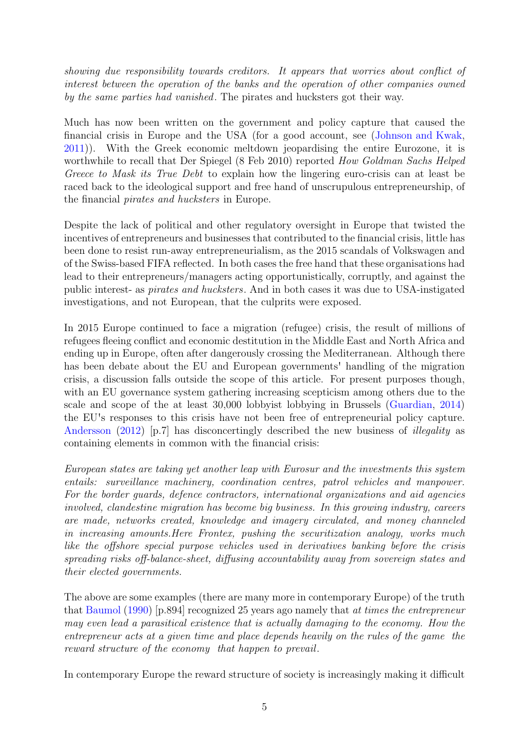*showing due responsibility towards creditors. It appears that worries about conflict of interest between the operation of the banks and the operation of other companies owned by the same parties had vanished*. The pirates and hucksters got their way.

Much has now been written on the government and policy capture that caused the financial crisis in Europe and the USA (for a good account, see (Johnson and Kwak, 2011)). With the Greek economic meltdown jeopardising the entire Eurozone, it is worthwhile to recall that Der Spiegel (8 Feb 2010) reported *How Goldman Sachs Helped Greece to Mask its True Debt* to explain how the lingering euro-crisis can at least be raced back to the ideological support and free hand of unscrupulous entrepreneurship, of the financial *pirates and hucksters* in Europe.

Despite the lack of political and other regulatory oversight in Europe that twisted the incentives of entrepreneurs and businesses that contributed to the financial crisis, little has been done to resist run-away entrepreneurialism, as the 2015 scandals of Volkswagen and of the Swiss-based FIFA reflected. In both cases the free hand that these organisations had lead to their entrepreneurs/managers acting opportunistically, corruptly, and against the public interest- as *pirates and hucksters*. And in both cases it was due to USA-instigated investigations, and not European, that the culprits were exposed.

In 2015 Europe continued to face a migration (refugee) crisis, the result of millions of refugees fleeing conflict and economic destitution in the Middle East and North Africa and ending up in Europe, often after dangerously crossing the Mediterranean. Although there has been debate about the EU and European governments' handling of the migration crisis, a discussion falls outside the scope of this article. For present purposes though, with an EU governance system gathering increasing scepticism among others due to the scale and scope of the at least 30,000 lobbyist lobbying in Brussels (Guardian, 2014) the EU's responses to this crisis have not been free of entrepreneurial policy capture. Andersson (2012) [p.7] has disconcertingly described the new business of *illegality* as containing elements in common with the financial crisis:

*European states are taking yet another leap with Eurosur and the investments this system entails: surveillance machinery, coordination centres, patrol vehicles and manpower. For the border guards, defence contractors, international organizations and aid agencies involved, clandestine migration has become big business. In this growing industry, careers are made, networks created, knowledge and imagery circulated, and money channeled in increasing amounts.Here Frontex, pushing the securitization analogy, works much like the offshore special purpose vehicles used in derivatives banking before the crisis spreading risks off-balance-sheet, diffusing accountability away from sovereign states and their elected governments.*

The above are some examples (there are many more in contemporary Europe) of the truth that Baumol (1990) [p.894] recognized 25 years ago namely that *at times the entrepreneur may even lead a parasitical existence that is actually damaging to the economy. How the entrepreneur acts at a given time and place depends heavily on the rules of the game the reward structure of the economy that happen to prevail*.

In contemporary Europe the reward structure of society is increasingly making it difficult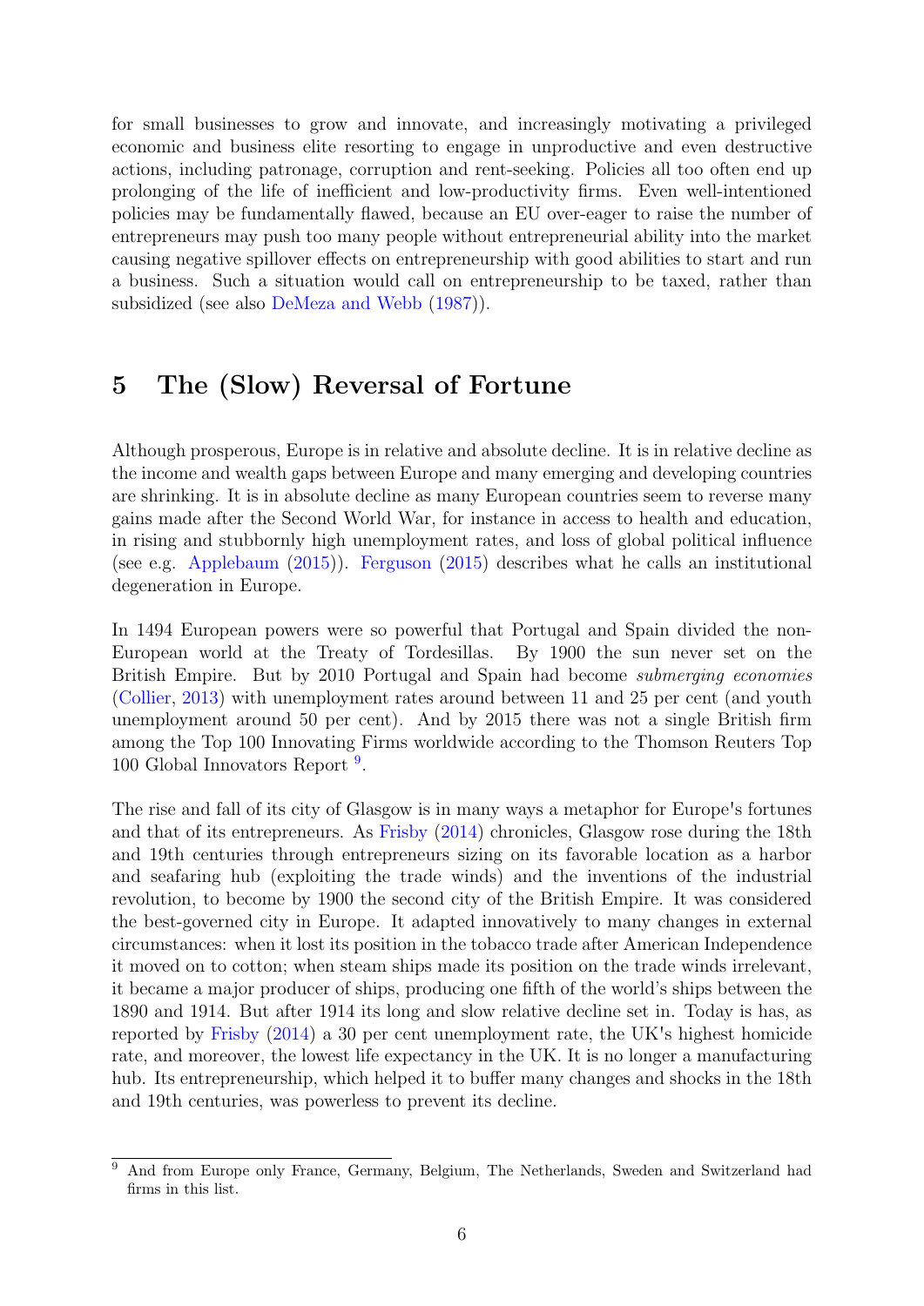for small businesses to grow and innovate, and increasingly motivating a privileged economic and business elite resorting to engage in unproductive and even destructive actions, including patronage, corruption and rent-seeking. Policies all too often end up prolonging of the life of inefficient and low-productivity firms. Even well-intentioned policies may be fundamentally flawed, because an EU over-eager to raise the number of entrepreneurs may push too many people without entrepreneurial ability into the market causing negative spillover effects on entrepreneurship with good abilities to start and run a business. Such a situation would call on entrepreneurship to be taxed, rather than subsidized (see also DeMeza and Webb (1987)).

## 5 The (Slow) Reversal of Fortune

Although prosperous, Europe is in relative and absolute decline. It is in relative decline as the income and wealth gaps between Europe and many emerging and developing countries are shrinking. It is in absolute decline as many European countries seem to reverse many gains made after the Second World War, for instance in access to health and education, in rising and stubbornly high unemployment rates, and loss of global political influence (see e.g. Applebaum (2015)). Ferguson (2015) describes what he calls an institutional degeneration in Europe.

In 1494 European powers were so powerful that Portugal and Spain divided the non-European world at the Treaty of Tordesillas. By 1900 the sun never set on the British Empire. But by 2010 Portugal and Spain had become *submerging economies* (Collier, 2013) with unemployment rates around between 11 and 25 per cent (and youth unemployment around 50 per cent). And by 2015 there was not a single British firm among the Top 100 Innovating Firms worldwide according to the Thomson Reuters Top 100 Global Innovators Report [9].

The rise and fall of its city of Glasgow is in many ways a metaphor for Europe's fortunes and that of its entrepreneurs. As Frisby (2014) chronicles, Glasgow rose during the 18th and 19th centuries through entrepreneurs sizing on its favorable location as a harbor and seafaring hub (exploiting the trade winds) and the inventions of the industrial revolution, to become by 1900 the second city of the British Empire. It was considered the best-governed city in Europe. It adapted innovatively to many changes in external circumstances: when it lost its position in the tobacco trade after American Independence it moved on to cotton; when steam ships made its position on the trade winds irrelevant, it became a major producer of ships, producing one fifth of the world's ships between the 1890 and 1914. But after 1914 its long and slow relative decline set in. Today is has, as reported by Frisby (2014) a 30 per cent unemployment rate, the UK's highest homicide rate, and moreover, the lowest life expectancy in the UK. It is no longer a manufacturing hub. Its entrepreneurship, which helped it to buffer many changes and shocks in the 18th and 19th centuries, was powerless to prevent its decline.

[9] And from Europe only France, Germany, Belgium, The Netherlands, Sweden and Switzerland had firms in this list.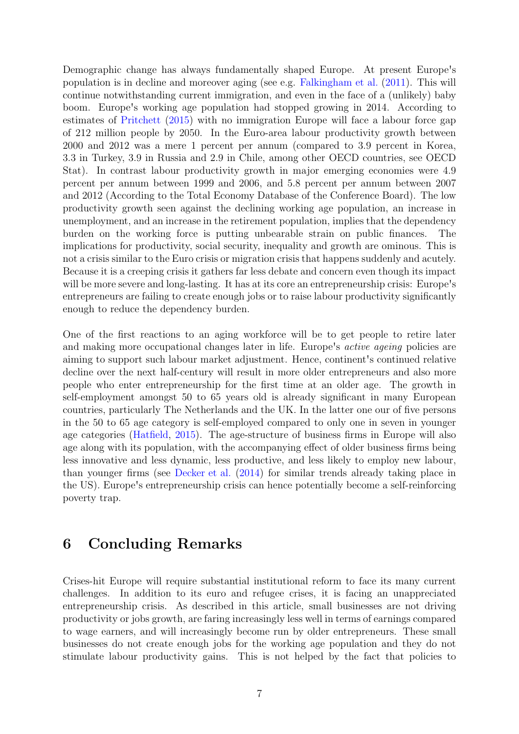Demographic change has always fundamentally shaped Europe. At present Europe's population is in decline and moreover aging (see e.g. Falkingham et al. (2011). This will continue notwithstanding current immigration, and even in the face of a (unlikely) baby boom. Europe's working age population had stopped growing in 2014. According to estimates of Pritchett (2015) with no immigration Europe will face a labour force gap of 212 million people by 2050. In the Euro-area labour productivity growth between 2000 and 2012 was a mere 1 percent per annum (compared to 3.9 percent in Korea, 3.3 in Turkey, 3.9 in Russia and 2.9 in Chile, among other OECD countries, see OECD Stat). In contrast labour productivity growth in major emerging economies were 4.9 percent per annum between 1999 and 2006, and 5.8 percent per annum between 2007 and 2012 (According to the Total Economy Database of the Conference Board). The low productivity growth seen against the declining working age population, an increase in unemployment, and an increase in the retirement population, implies that the dependency burden on the working force is putting unbearable strain on public finances. The implications for productivity, social security, inequality and growth are ominous. This is not a crisis similar to the Euro crisis or migration crisis that happens suddenly and acutely. Because it is a creeping crisis it gathers far less debate and concern even though its impact will be more severe and long-lasting. It has at its core an entrepreneurship crisis: Europe's entrepreneurs are failing to create enough jobs or to raise labour productivity significantly enough to reduce the dependency burden.

One of the first reactions to an aging workforce will be to get people to retire later and making more occupational changes later in life. Europe's *active ageing* policies are aiming to support such labour market adjustment. Hence, continent's continued relative decline over the next half-century will result in more older entrepreneurs and also more people who enter entrepreneurship for the first time at an older age. The growth in self-employment amongst 50 to 65 years old is already significant in many European countries, particularly The Netherlands and the UK. In the latter one our of five persons in the 50 to 65 age category is self-employed compared to only one in seven in younger age categories (Hatfield, 2015). The age-structure of business firms in Europe will also age along with its population, with the accompanying effect of older business firms being less innovative and less dynamic, less productive, and less likely to employ new labour, than younger firms (see Decker et al. (2014) for similar trends already taking place in the US). Europe's entrepreneurship crisis can hence potentially become a self-reinforcing poverty trap.

# 6 Concluding Remarks

Crises-hit Europe will require substantial institutional reform to face its many current challenges. In addition to its euro and refugee crises, it is facing an unappreciated entrepreneurship crisis. As described in this article, small businesses are not driving productivity or jobs growth, are faring increasingly less well in terms of earnings compared to wage earners, and will increasingly become run by older entrepreneurs. These small businesses do not create enough jobs for the working age population and they do not stimulate labour productivity gains. This is not helped by the fact that policies to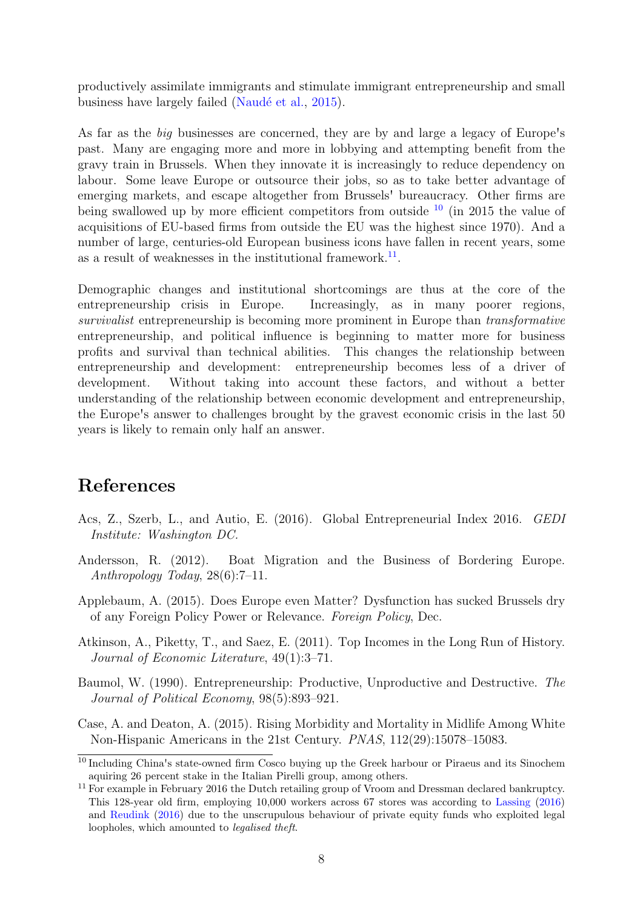productively assimilate immigrants and stimulate immigrant entrepreneurship and small business have largely failed (Naudé et al., 2015).

As far as the *big* businesses are concerned, they are by and large a legacy of Europe's past. Many are engaging more and more in lobbying and attempting benefit from the gravy train in Brussels. When they innovate it is increasingly to reduce dependency on labour. Some leave Europe or outsource their jobs, so as to take better advantage of emerging markets, and escape altogether from Brussels' bureaucracy. Other firms are being swallowed up by more efficient competitors from outside [10] (in 2015 the value of acquisitions of EU-based firms from outside the EU was the highest since 1970). And a number of large, centuries-old European business icons have fallen in recent years, some as a result of weaknesses in the institutional framework.[11].

Demographic changes and institutional shortcomings are thus at the core of the entrepreneurship crisis in Europe. Increasingly, as in many poorer regions, *survivalist* entrepreneurship is becoming more prominent in Europe than *transformative* entrepreneurship, and political influence is beginning to matter more for business profits and survival than technical abilities. This changes the relationship between entrepreneurship and development: entrepreneurship becomes less of a driver of development. Without taking into account these factors, and without a better understanding of the relationship between economic development and entrepreneurship, the Europe's answer to challenges brought by the gravest economic crisis in the last 50 years is likely to remain only half an answer.

# References

Acs, Z., Szerb, L., and Autio, E. (2016). Global Entrepreneurial Index 2016. *GEDI Institute: Washington DC.*

Andersson, R. (2012). Boat Migration and the Business of Bordering Europe. *Anthropology Today*, 28(6):7–11.

Applebaum, A. (2015). Does Europe even Matter? Dysfunction has sucked Brussels dry of any Foreign Policy Power or Relevance. *Foreign Policy*, Dec.

Atkinson, A., Piketty, T., and Saez, E. (2011). Top Incomes in the Long Run of History. *Journal of Economic Literature*, 49(1):3–71.

Baumol, W. (1990). Entrepreneurship: Productive, Unproductive and Destructive. *The Journal of Political Economy*, 98(5):893–921.

Case, A. and Deaton, A. (2015). Rising Morbidity and Mortality in Midlife Among White Non-Hispanic Americans in the 21st Century. *PNAS*, 112(29):15078–15083.

[10] Including China's state-owned firm Cosco buying up the Greek harbour or Piraeus and its Sinochem aquiring 26 percent stake in the Italian Pirelli group, among others.

[11] For example in February 2016 the Dutch retailing group of Vroom and Dressman declared bankruptcy. This 128-year old firm, employing 10,000 workers across 67 stores was according to Lassing (2016) and Reudink (2016) due to the unscrupulous behaviour of private equity funds who exploited legal loopholes, which amounted to *legalised theft*.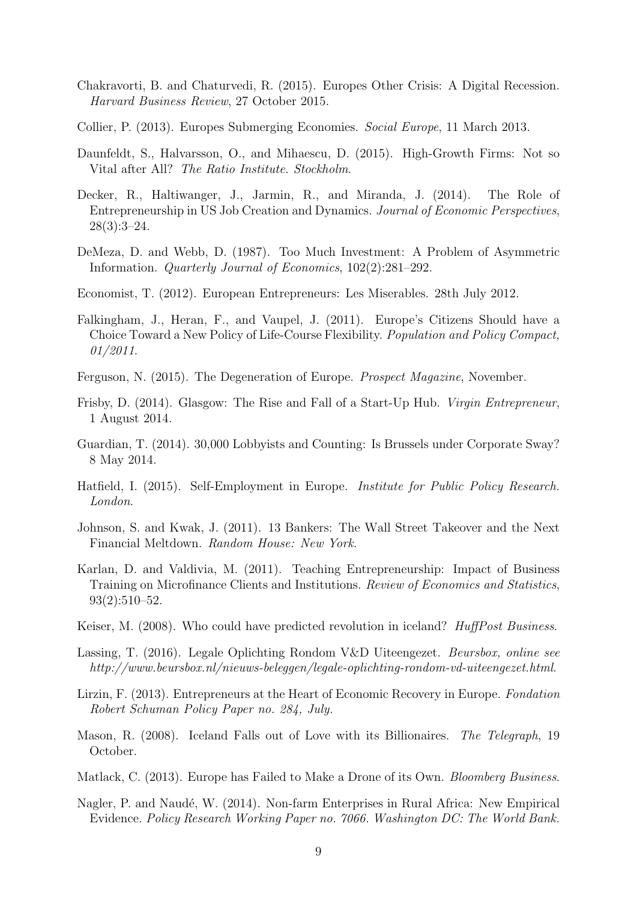Chakravorti, B. and Chaturvedi, R. (2015). Europes Other Crisis: A Digital Recession. *Harvard Business Review*, 27 October 2015.

Collier, P. (2013). Europes Submerging Economies. *Social Europe*, 11 March 2013.

Daunfeldt, S., Halvarsson, O., and Mihaescu, D. (2015). High-Growth Firms: Not so Vital after All? *The Ratio Institute. Stockholm*.

Decker, R., Haltiwanger, J., Jarmin, R., and Miranda, J. (2014). The Role of Entrepreneurship in US Job Creation and Dynamics. *Journal of Economic Perspectives*, 28(3):3–24.

DeMeza, D. and Webb, D. (1987). Too Much Investment: A Problem of Asymmetric Information. *Quarterly Journal of Economics*, 102(2):281–292.

Economist, T. (2012). European Entrepreneurs: Les Miserables. 28th July 2012.

Falkingham, J., Heran, F., and Vaupel, J. (2011). Europe's Citizens Should have a Choice Toward a New Policy of Life-Course Flexibility. *Population and Policy Compact, 01/2011*.

Ferguson, N. (2015). The Degeneration of Europe. *Prospect Magazine*, November.

Frisby, D. (2014). Glasgow: The Rise and Fall of a Start-Up Hub. *Virgin Entrepreneur*, 1 August 2014.

Guardian, T. (2014). 30,000 Lobbyists and Counting: Is Brussels under Corporate Sway? 8 May 2014.

Hatfield, I. (2015). Self-Employment in Europe. *Institute for Public Policy Research. London*.

Johnson, S. and Kwak, J. (2011). 13 Bankers: The Wall Street Takeover and the Next Financial Meltdown. *Random House: New York*.

Karlan, D. and Valdivia, M. (2011). Teaching Entrepreneurship: Impact of Business Training on Microfinance Clients and Institutions. *Review of Economics and Statistics*, 93(2):510–52.

Keiser, M. (2008). Who could have predicted revolution in iceland? *HuffPost Business*.

Lassing, T. (2016). Legale Oplichting Rondom V&D Uiteengezet. *Beursbox, online see http://www.beursbox.nl/nieuws-beleggen/legale-oplichting-rondom-vd-uiteengezet.html*.

Lirzin, F. (2013). Entrepreneurs at the Heart of Economic Recovery in Europe. *Fondation Robert Schuman Policy Paper no. 284, July.*

Mason, R. (2008). Iceland Falls out of Love with its Billionaires. *The Telegraph*, 19 October.

Matlack, C. (2013). Europe has Failed to Make a Drone of its Own. *Bloomberg Business*.

Nagler, P. and Naudé, W. (2014). Non-farm Enterprises in Rural Africa: New Empirical Evidence. *Policy Research Working Paper no. 7066. Washington DC: The World Bank.*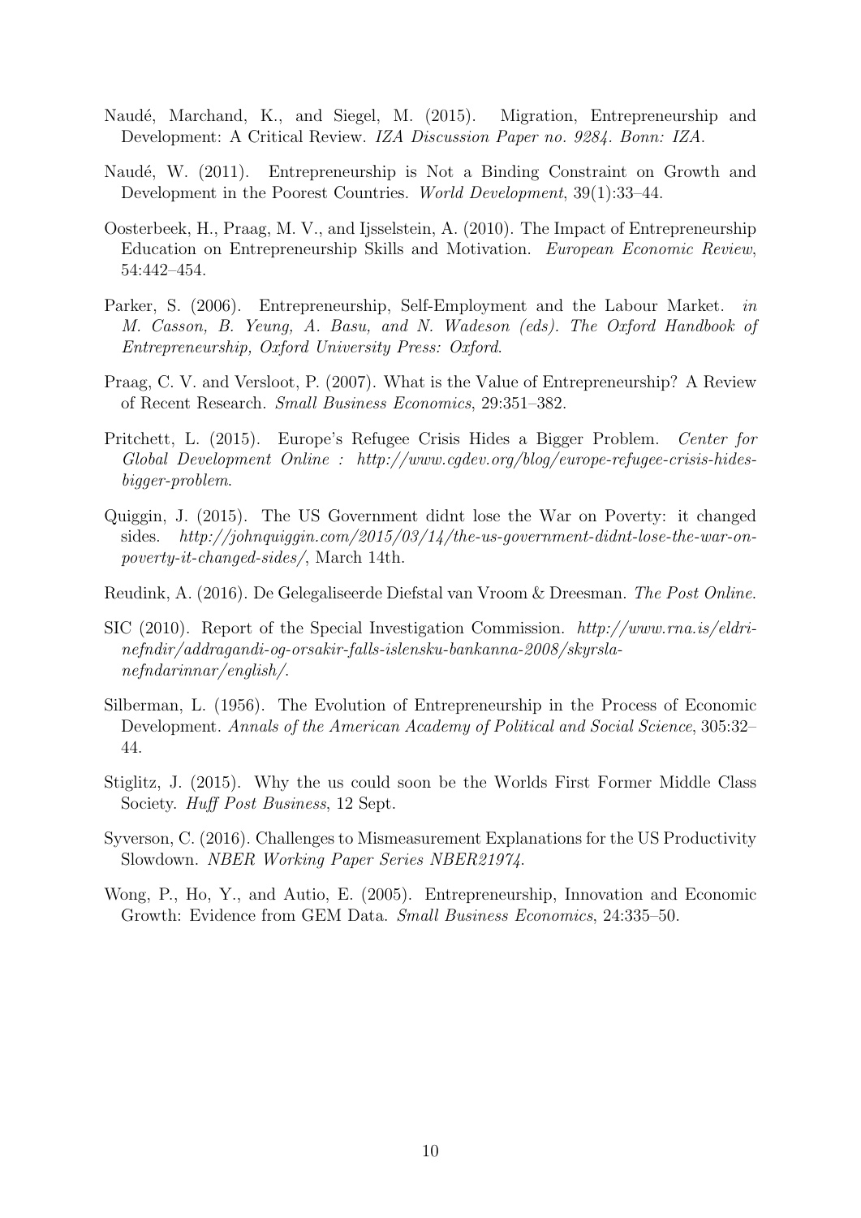Naudé, Marchand, K., and Siegel, M. (2015). Migration, Entrepreneurship and Development: A Critical Review. *IZA Discussion Paper no. 9284. Bonn: IZA*.

Naudé, W. (2011). Entrepreneurship is Not a Binding Constraint on Growth and Development in the Poorest Countries. *World Development*, 39(1):33–44.

Oosterbeek, H., Praag, M. V., and Ijsselstein, A. (2010). The Impact of Entrepreneurship Education on Entrepreneurship Skills and Motivation. *European Economic Review*, 54:442–454.

Parker, S. (2006). Entrepreneurship, Self-Employment and the Labour Market. *in M. Casson, B. Yeung, A. Basu, and N. Wadeson (eds). The Oxford Handbook of Entrepreneurship, Oxford University Press: Oxford*.

Praag, C. V. and Versloot, P. (2007). What is the Value of Entrepreneurship? A Review of Recent Research. *Small Business Economics*, 29:351–382.

Pritchett, L. (2015). Europe's Refugee Crisis Hides a Bigger Problem. *Center for Global Development Online : http://www.cgdev.org/blog/europe-refugee-crisis-hides-bigger-problem*.

Quiggin, J. (2015). The US Government didnt lose the War on Poverty: it changed sides. *http://johnquiggin.com/2015/03/14/the-us-government-didnt-lose-the-war-on-poverty-it-changed-sides/*, March 14th.

Reudink, A. (2016). De Gelegaliseerde Diefstal van Vroom & Dreesman. *The Post Online*.

SIC (2010). Report of the Special Investigation Commission. *http://www.rna.is/eldri-nefndir/addragandi-og-orsakir-falls-islensku-bankanna-2008/skyrsla-nefndarinnar/english/*.

Silberman, L. (1956). The Evolution of Entrepreneurship in the Process of Economic Development. *Annals of the American Academy of Political and Social Science*, 305:32–44.

Stiglitz, J. (2015). Why the us could soon be the Worlds First Former Middle Class Society. *Huff Post Business*, 12 Sept.

Syverson, C. (2016). Challenges to Mismeasurement Explanations for the US Productivity Slowdown. *NBER Working Paper Series NBER21974*.

Wong, P., Ho, Y., and Autio, E. (2005). Entrepreneurship, Innovation and Economic Growth: Evidence from GEM Data. *Small Business Economics*, 24:335–50.